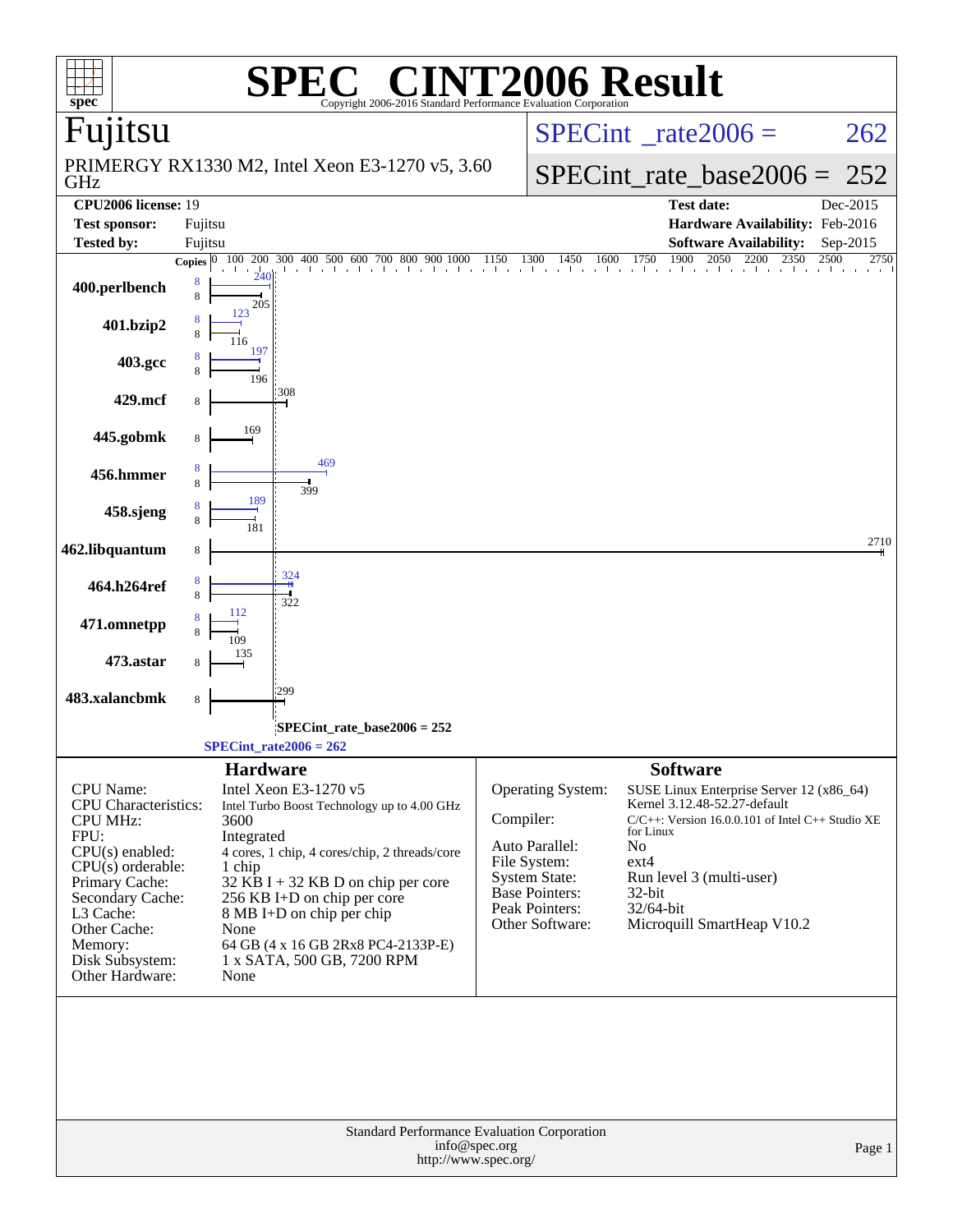# SPEC® CINT2006 Result

Copyright 2006-2016 Standard Performance Evaluation Corporation

## Fujitsu

PRIMERGY RX1330 M2, Intel Xeon E3-1270 v5, 3.60 GHz

SPECint_rate2006 = 262

SPECint_rate_base2006 = 252

| | | | |
|---|---|---|---|
| **CPU2006 license:** | 19 | **Test date:** | Dec-2015 |
| **Test sponsor:** | Fujitsu | **Hardware Availability:** | Feb-2016 |
| **Tested by:** | Fujitsu | **Software Availability:** | Sep-2015 |

| Benchmark | Copies (peak) | Copies (base) | Peak | Base |
|---|---|---|---|---|
| 400.perlbench | 8 | 8 | 240 | 205 |
| 401.bzip2 | 8 | 8 | 123 | 116 |
| 403.gcc | 8 | 8 | 197 | 196 |
| 429.mcf | | 8 | | 308 |
| 445.gobmk | | 8 | | 169 |
| 456.hmmer | 8 | 8 | 469 | 399 |
| 458.sjeng | 8 | 8 | 189 | 181 |
| 462.libquantum | | 8 | | 2710 |
| 464.h264ref | 8 | 8 | 324 | 322 |
| 471.omnetpp | 8 | 8 | 112 | 109 |
| 473.astar | | 8 | | 135 |
| 483.xalancbmk | | 8 | | 299 |

SPECint_rate_base2006 = 252

SPECint_rate2006 = 262

### Hardware

| | |
|---|---|
| CPU Name: | Intel Xeon E3-1270 v5 |
| CPU Characteristics: | Intel Turbo Boost Technology up to 4.00 GHz |
| CPU MHz: | 3600 |
| FPU: | Integrated |
| CPU(s) enabled: | 4 cores, 1 chip, 4 cores/chip, 2 threads/core |
| CPU(s) orderable: | 1 chip |
| Primary Cache: | 32 KB I + 32 KB D on chip per core |
| Secondary Cache: | 256 KB I+D on chip per core |
| L3 Cache: | 8 MB I+D on chip per chip |
| Other Cache: | None |
| Memory: | 64 GB (4 x 16 GB 2Rx8 PC4-2133P-E) |
| Disk Subsystem: | 1 x SATA, 500 GB, 7200 RPM |
| Other Hardware: | None |

### Software

| | |
|---|---|
| Operating System: | SUSE Linux Enterprise Server 12 (x86_64) Kernel 3.12.48-52.27-default |
| Compiler: | C/C++: Version 16.0.0.101 of Intel C++ Studio XE for Linux |
| Auto Parallel: | No |
| File System: | ext4 |
| System State: | Run level 3 (multi-user) |
| Base Pointers: | 32-bit |
| Peak Pointers: | 32/64-bit |
| Other Software: | Microquill SmartHeap V10.2 |

Standard Performance Evaluation Corporation
info@spec.org
http://www.spec.org/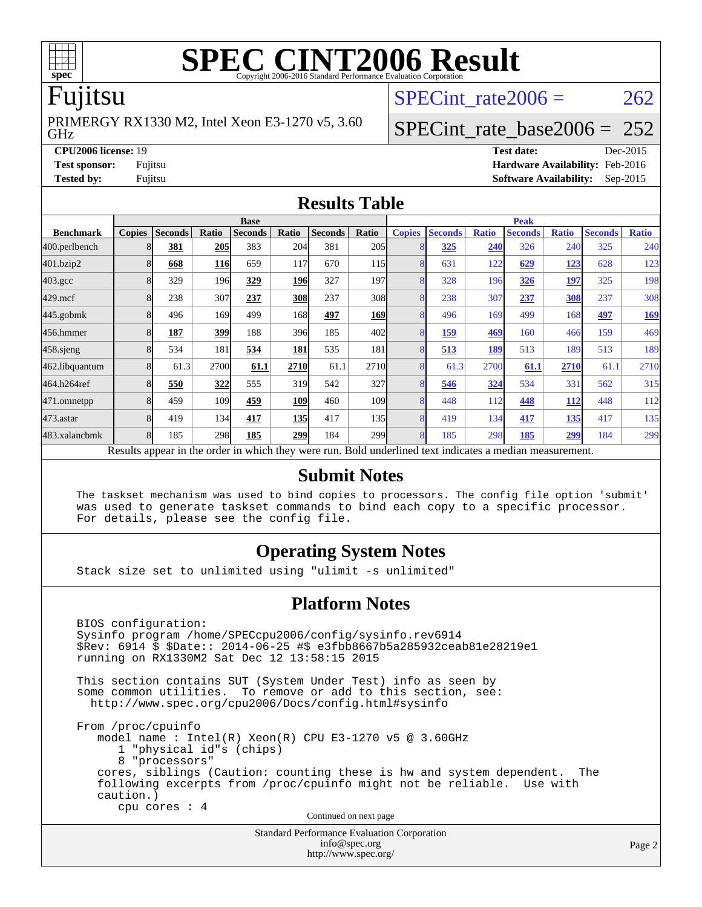# SPEC CINT2006 Result

Copyright 2006-2016 Standard Performance Evaluation Corporation

## Fujitsu

PRIMERGY RX1330 M2, Intel Xeon E3-1270 v5, 3.60 GHz

SPECint_rate2006 = 262

SPECint_rate_base2006 = 252

**CPU2006 license:** 19
**Test sponsor:** Fujitsu
**Tested by:** Fujitsu

**Test date:** Dec-2015
**Hardware Availability:** Feb-2016
**Software Availability:** Sep-2015

## Results Table

| Benchmark | Base | | | | | | | Peak | | | | | | |
|---|---|---|---|---|---|---|---|---|---|---|---|---|---|---|
| | Copies | Seconds | Ratio | Seconds | Ratio | Seconds | Ratio | Copies | Seconds | Ratio | Seconds | Ratio | Seconds | Ratio |
| 400.perlbench | 8 | **381** | **205** | 383 | 204 | 381 | 205 | 8 | **325** | **240** | 326 | 240 | 325 | 240 |
| 401.bzip2 | 8 | **668** | **116** | 659 | 117 | 670 | 115 | 8 | 631 | 122 | **629** | **123** | 628 | 123 |
| 403.gcc | 8 | 329 | 196 | **329** | **196** | 327 | 197 | 8 | 328 | 196 | **326** | **197** | 325 | 198 |
| 429.mcf | 8 | 238 | 307 | **237** | **308** | 237 | 308 | 8 | 238 | 307 | **237** | **308** | 237 | 308 |
| 445.gobmk | 8 | 496 | 169 | 499 | 168 | **497** | **169** | 8 | 496 | 169 | 499 | 168 | **497** | **169** |
| 456.hmmer | 8 | **187** | **399** | 188 | 396 | 185 | 402 | 8 | **159** | **469** | 160 | 466 | 159 | 469 |
| 458.sjeng | 8 | 534 | 181 | **534** | **181** | 535 | 181 | 8 | **513** | **189** | 513 | 189 | 513 | 189 |
| 462.libquantum | 8 | 61.3 | 2700 | **61.1** | **2710** | 61.1 | 2710 | 8 | 61.3 | 2700 | **61.1** | **2710** | 61.1 | 2710 |
| 464.h264ref | 8 | **550** | **322** | 555 | 319 | 542 | 327 | 8 | **546** | **324** | 534 | 331 | 562 | 315 |
| 471.omnetpp | 8 | 459 | 109 | **459** | **109** | 460 | 109 | 8 | 448 | 112 | **448** | **112** | 448 | 112 |
| 473.astar | 8 | 419 | 134 | **417** | **135** | 417 | 135 | 8 | 419 | 134 | **417** | **135** | 417 | 135 |
| 483.xalancbmk | 8 | 185 | 298 | **185** | **299** | 184 | 299 | 8 | 185 | 298 | **185** | **299** | 184 | 299 |

Results appear in the order in which they were run. Bold underlined text indicates a median measurement.

## Submit Notes

```
The taskset mechanism was used to bind copies to processors. The config file option 'submit'
was used to generate taskset commands to bind each copy to a specific processor.
For details, please see the config file.
```

## Operating System Notes

```
Stack size set to unlimited using "ulimit -s unlimited"
```

## Platform Notes

```
BIOS configuration:
Sysinfo program /home/SPECcpu2006/config/sysinfo.rev6914
$Rev: 6914 $ $Date:: 2014-06-25 #$ e3fbb8667b5a285932ceab81e28219e1
running on RX1330M2 Sat Dec 12 13:58:15 2015

This section contains SUT (System Under Test) info as seen by
some common utilities.  To remove or add to this section, see:
  http://www.spec.org/cpu2006/Docs/config.html#sysinfo

From /proc/cpuinfo
   model name : Intel(R) Xeon(R) CPU E3-1270 v5 @ 3.60GHz
      1 "physical id"s (chips)
      8 "processors"
   cores, siblings (Caution: counting these is hw and system dependent.  The
   following excerpts from /proc/cpuinfo might not be reliable.  Use with
   caution.)
      cpu cores : 4
```

Continued on next page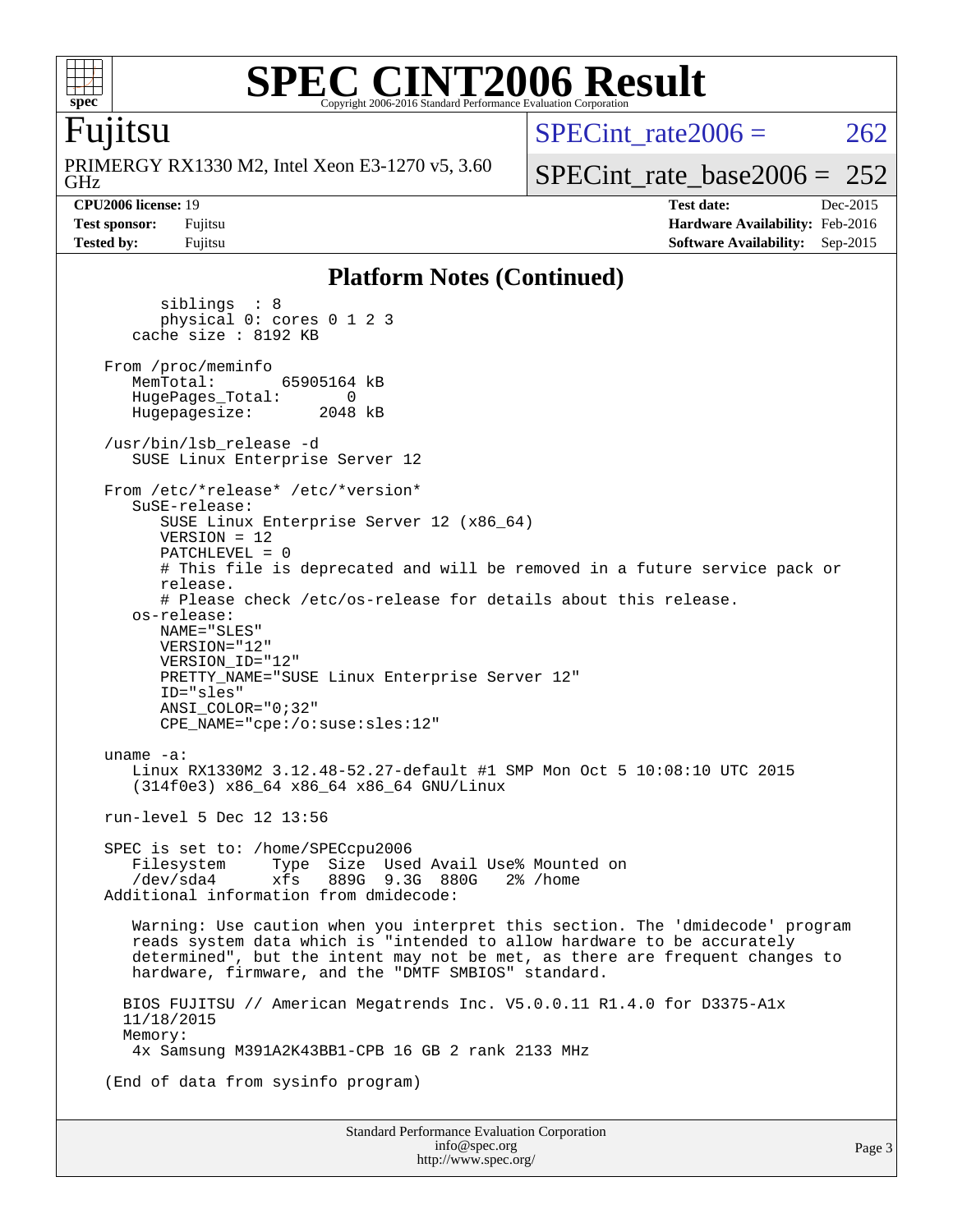## Platform Notes (Continued)

```
        siblings  : 8
        physical 0: cores 0 1 2 3
     cache size : 8192 KB

  From /proc/meminfo
     MemTotal:       65905164 kB
     HugePages_Total:       0
     Hugepagesize:       2048 kB

  /usr/bin/lsb_release -d
     SUSE Linux Enterprise Server 12

  From /etc/*release* /etc/*version*
     SuSE-release:
        SUSE Linux Enterprise Server 12 (x86_64)
        VERSION = 12
        PATCHLEVEL = 0
        # This file is deprecated and will be removed in a future service pack or
        release.
        # Please check /etc/os-release for details about this release.
     os-release:
        NAME="SLES"
        VERSION="12"
        VERSION_ID="12"
        PRETTY_NAME="SUSE Linux Enterprise Server 12"
        ID="sles"
        ANSI_COLOR="0;32"
        CPE_NAME="cpe:/o:suse:sles:12"

  uname -a:
     Linux RX1330M2 3.12.48-52.27-default #1 SMP Mon Oct 5 10:08:10 UTC 2015
     (314f0e3) x86_64 x86_64 x86_64 GNU/Linux

  run-level 5 Dec 12 13:56

  SPEC is set to: /home/SPECcpu2006
     Filesystem     Type  Size  Used Avail Use% Mounted on
     /dev/sda4      xfs   889G  9.3G  880G   2% /home
  Additional information from dmidecode:

     Warning: Use caution when you interpret this section. The 'dmidecode' program
     reads system data which is "intended to allow hardware to be accurately
     determined", but the intent may not be met, as there are frequent changes to
     hardware, firmware, and the "DMTF SMBIOS" standard.

    BIOS FUJITSU // American Megatrends Inc. V5.0.0.11 R1.4.0 for D3375-A1x
    11/18/2015
    Memory:
     4x Samsung M391A2K43BB1-CPB 16 GB 2 rank 2133 MHz

  (End of data from sysinfo program)
```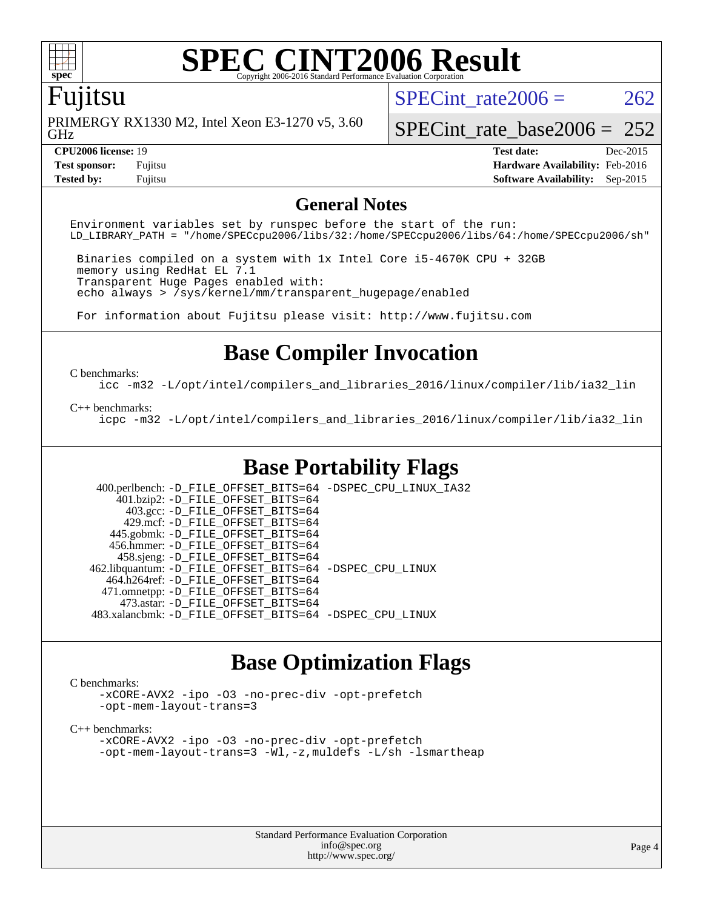# SPEC CINT2006 Result

Copyright 2006-2016 Standard Performance Evaluation Corporation

## Fujitsu

PRIMERGY RX1330 M2, Intel Xeon E3-1270 v5, 3.60 GHz

SPECint_rate2006 = 262

SPECint_rate_base2006 = 252

| | | | |
|---|---|---|---|
| **CPU2006 license:** 19 | | **Test date:** | Dec-2015 |
| **Test sponsor:** | Fujitsu | **Hardware Availability:** | Feb-2016 |
| **Tested by:** | Fujitsu | **Software Availability:** | Sep-2015 |

## General Notes

```
Environment variables set by runspec before the start of the run:
LD_LIBRARY_PATH = "/home/SPECcpu2006/libs/32:/home/SPECcpu2006/libs/64:/home/SPECcpu2006/sh"

 Binaries compiled on a system with 1x Intel Core i5-4670K CPU + 32GB
 memory using RedHat EL 7.1
 Transparent Huge Pages enabled with:
 echo always > /sys/kernel/mm/transparent_hugepage/enabled

 For information about Fujitsu please visit: http://www.fujitsu.com
```

## Base Compiler Invocation

C benchmarks:

```
icc -m32 -L/opt/intel/compilers_and_libraries_2016/linux/compiler/lib/ia32_lin
```

C++ benchmarks:

```
icpc -m32 -L/opt/intel/compilers_and_libraries_2016/linux/compiler/lib/ia32_lin
```

## Base Portability Flags

```
    400.perlbench: -D_FILE_OFFSET_BITS=64 -DSPEC_CPU_LINUX_IA32
       401.bzip2: -D_FILE_OFFSET_BITS=64
         403.gcc: -D_FILE_OFFSET_BITS=64
         429.mcf: -D_FILE_OFFSET_BITS=64
       445.gobmk: -D_FILE_OFFSET_BITS=64
       456.hmmer: -D_FILE_OFFSET_BITS=64
       458.sjeng: -D_FILE_OFFSET_BITS=64
  462.libquantum: -D_FILE_OFFSET_BITS=64 -DSPEC_CPU_LINUX
     464.h264ref: -D_FILE_OFFSET_BITS=64
     471.omnetpp: -D_FILE_OFFSET_BITS=64
       473.astar: -D_FILE_OFFSET_BITS=64
  483.xalancbmk: -D_FILE_OFFSET_BITS=64 -DSPEC_CPU_LINUX
```

## Base Optimization Flags

C benchmarks:

```
-xCORE-AVX2 -ipo -O3 -no-prec-div -opt-prefetch
-opt-mem-layout-trans=3
```

C++ benchmarks:

```
-xCORE-AVX2 -ipo -O3 -no-prec-div -opt-prefetch
-opt-mem-layout-trans=3 -Wl,-z,muldefs -L/sh -lsmartheap
```

Standard Performance Evaluation Corporation
info@spec.org
http://www.spec.org/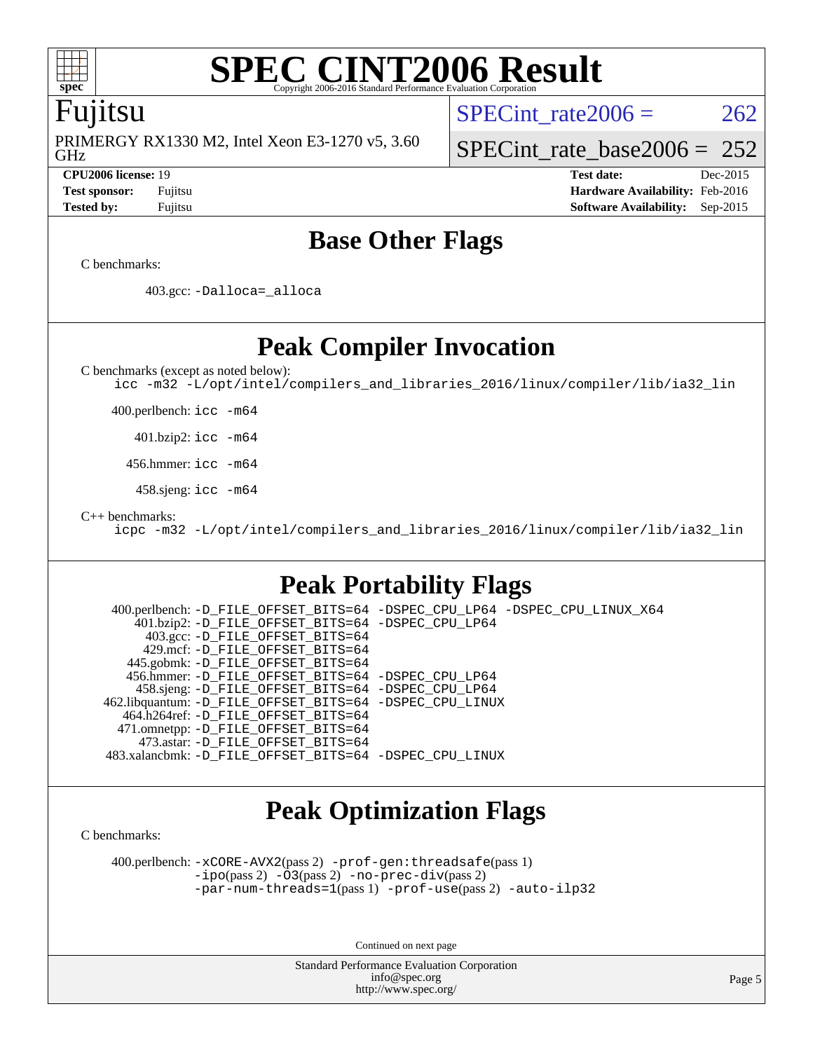# SPEC CINT2006 Result

Copyright 2006-2016 Standard Performance Evaluation Corporation

## Fujitsu

PRIMERGY RX1330 M2, Intel Xeon E3-1270 v5, 3.60 GHz

SPECint_rate2006 = 262

SPECint_rate_base2006 = 252

| | | | |
|---|---|---|---|
| **CPU2006 license:** 19 | | **Test date:** | Dec-2015 |
| **Test sponsor:** | Fujitsu | **Hardware Availability:** | Feb-2016 |
| **Tested by:** | Fujitsu | **Software Availability:** | Sep-2015 |

## Base Other Flags

C benchmarks:

403.gcc: -Dalloca=_alloca

## Peak Compiler Invocation

C benchmarks (except as noted below):
icc -m32 -L/opt/intel/compilers_and_libraries_2016/linux/compiler/lib/ia32_lin

400.perlbench: icc -m64

401.bzip2: icc -m64

456.hmmer: icc -m64

458.sjeng: icc -m64

C++ benchmarks:
icpc -m32 -L/opt/intel/compilers_and_libraries_2016/linux/compiler/lib/ia32_lin

## Peak Portability Flags

400.perlbench: -D_FILE_OFFSET_BITS=64 -DSPEC_CPU_LP64 -DSPEC_CPU_LINUX_X64
401.bzip2: -D_FILE_OFFSET_BITS=64 -DSPEC_CPU_LP64
403.gcc: -D_FILE_OFFSET_BITS=64
429.mcf: -D_FILE_OFFSET_BITS=64
445.gobmk: -D_FILE_OFFSET_BITS=64
456.hmmer: -D_FILE_OFFSET_BITS=64 -DSPEC_CPU_LP64
458.sjeng: -D_FILE_OFFSET_BITS=64 -DSPEC_CPU_LP64
462.libquantum: -D_FILE_OFFSET_BITS=64 -DSPEC_CPU_LINUX
464.h264ref: -D_FILE_OFFSET_BITS=64
471.omnetpp: -D_FILE_OFFSET_BITS=64
473.astar: -D_FILE_OFFSET_BITS=64
483.xalancbmk: -D_FILE_OFFSET_BITS=64 -DSPEC_CPU_LINUX

## Peak Optimization Flags

C benchmarks:

400.perlbench: -xCORE-AVX2(pass 2) -prof-gen:threadsafe(pass 1) -ipo(pass 2) -O3(pass 2) -no-prec-div(pass 2) -par-num-threads=1(pass 1) -prof-use(pass 2) -auto-ilp32

Continued on next page

Standard Performance Evaluation Corporation
info@spec.org
http://www.spec.org/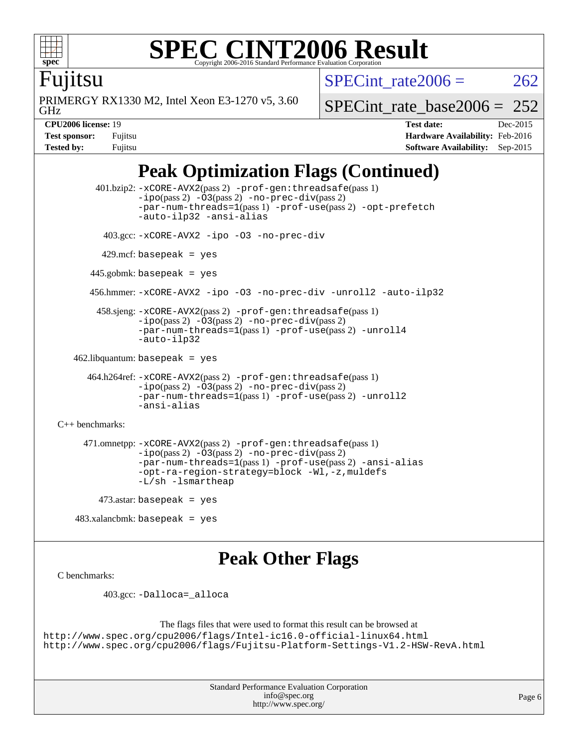# SPEC CINT2006 Result

Copyright 2006-2016 Standard Performance Evaluation Corporation

**Fujitsu**

PRIMERGY RX1330 M2, Intel Xeon E3-1270 v5, 3.60 GHz

SPECint_rate2006 = 262

SPECint_rate_base2006 = 252

| | | | |
|---|---|---|---|
| **CPU2006 license:** 19 | | **Test date:** | Dec-2015 |
| **Test sponsor:** | Fujitsu | **Hardware Availability:** | Feb-2016 |
| **Tested by:** | Fujitsu | **Software Availability:** | Sep-2015 |

## Peak Optimization Flags (Continued)

401.bzip2: `-xCORE-AVX2`(pass 2) `-prof-gen:threadsafe`(pass 1) `-ipo`(pass 2) `-O3`(pass 2) `-no-prec-div`(pass 2) `-par-num-threads=1`(pass 1) `-prof-use`(pass 2) `-opt-prefetch` `-auto-ilp32` `-ansi-alias`

403.gcc: `-xCORE-AVX2 -ipo -O3 -no-prec-div`

429.mcf: `basepeak = yes`

445.gobmk: `basepeak = yes`

456.hmmer: `-xCORE-AVX2 -ipo -O3 -no-prec-div -unroll2 -auto-ilp32`

458.sjeng: `-xCORE-AVX2`(pass 2) `-prof-gen:threadsafe`(pass 1) `-ipo`(pass 2) `-O3`(pass 2) `-no-prec-div`(pass 2) `-par-num-threads=1`(pass 1) `-prof-use`(pass 2) `-unroll4` `-auto-ilp32`

462.libquantum: `basepeak = yes`

464.h264ref: `-xCORE-AVX2`(pass 2) `-prof-gen:threadsafe`(pass 1) `-ipo`(pass 2) `-O3`(pass 2) `-no-prec-div`(pass 2) `-par-num-threads=1`(pass 1) `-prof-use`(pass 2) `-unroll2` `-ansi-alias`

C++ benchmarks:

471.omnetpp: `-xCORE-AVX2`(pass 2) `-prof-gen:threadsafe`(pass 1) `-ipo`(pass 2) `-O3`(pass 2) `-no-prec-div`(pass 2) `-par-num-threads=1`(pass 1) `-prof-use`(pass 2) `-ansi-alias` `-opt-ra-region-strategy=block` `-Wl,-z,muldefs` `-L/sh -lsmartheap`

473.astar: `basepeak = yes`

483.xalancbmk: `basepeak = yes`

## Peak Other Flags

C benchmarks:

403.gcc: `-Dalloca=_alloca`

The flags files that were used to format this result can be browsed at
http://www.spec.org/cpu2006/flags/Intel-ic16.0-official-linux64.html
http://www.spec.org/cpu2006/flags/Fujitsu-Platform-Settings-V1.2-HSW-RevA.html

Standard Performance Evaluation Corporation
info@spec.org
http://www.spec.org/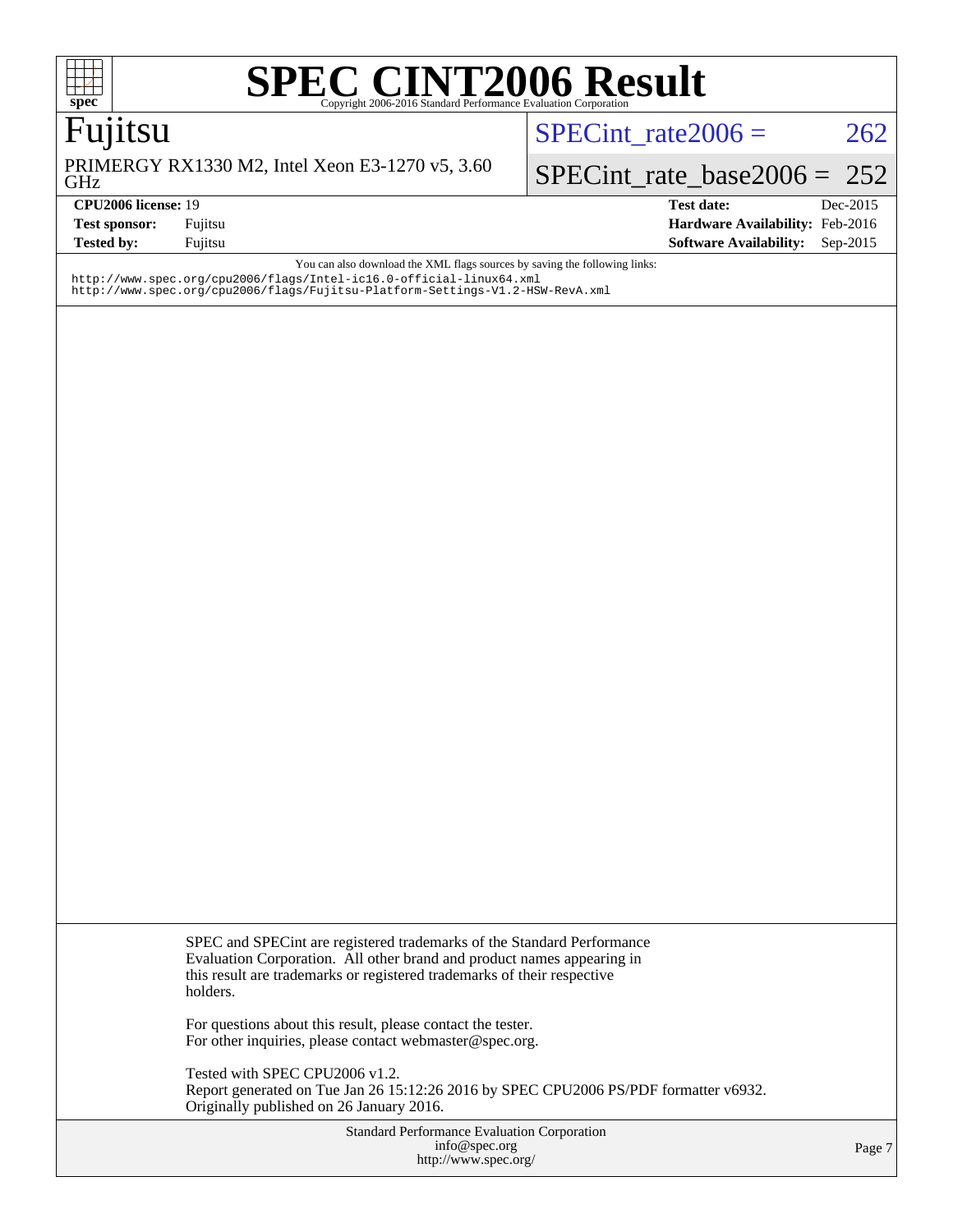# SPEC CINT2006 Result

Copyright 2006-2016 Standard Performance Evaluation Corporation

## Fujitsu

PRIMERGY RX1330 M2, Intel Xeon E3-1270 v5, 3.60 GHz

SPECint_rate2006 = 262

SPECint_rate_base2006 = 252

**CPU2006 license:** 19
**Test sponsor:** Fujitsu
**Tested by:** Fujitsu

**Test date:** Dec-2015
**Hardware Availability:** Feb-2016
**Software Availability:** Sep-2015

You can also download the XML flags sources by saving the following links:

```
http://www.spec.org/cpu2006/flags/Intel-ic16.0-official-linux64.xml
http://www.spec.org/cpu2006/flags/Fujitsu-Platform-Settings-V1.2-HSW-RevA.xml
```

SPEC and SPECint are registered trademarks of the Standard Performance Evaluation Corporation. All other brand and product names appearing in this result are trademarks or registered trademarks of their respective holders.

For questions about this result, please contact the tester.
For other inquiries, please contact webmaster@spec.org.

Tested with SPEC CPU2006 v1.2.
Report generated on Tue Jan 26 15:12:26 2016 by SPEC CPU2006 PS/PDF formatter v6932.
Originally published on 26 January 2016.

Standard Performance Evaluation Corporation
info@spec.org
http://www.spec.org/